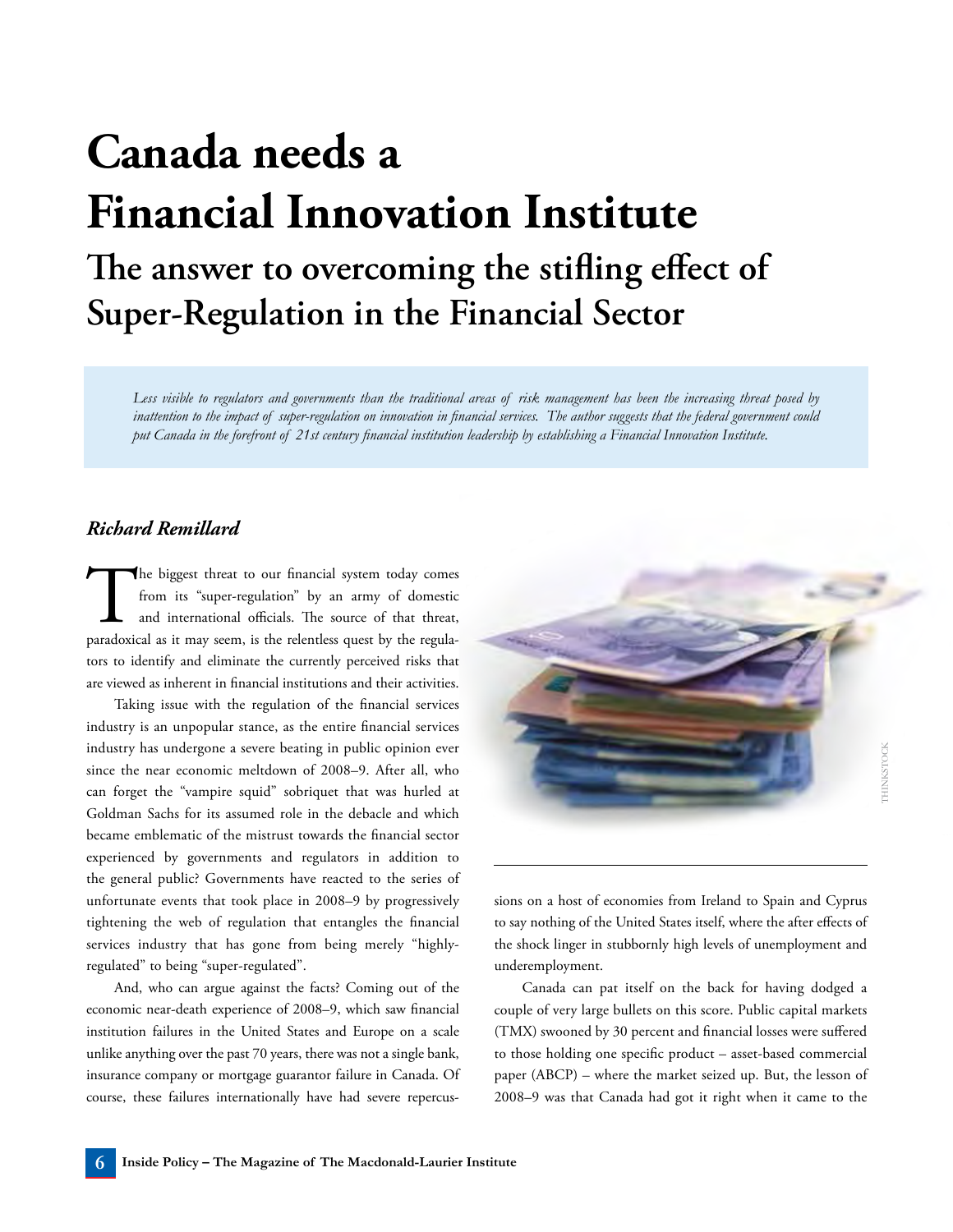# Canada needs a Financial Innovation Institute

## The answer to overcoming the stifling effect of Super-Regulation in the Financial Sector

*Less visible to regulators and governments than the traditional areas of risk management has been the increasing threat posed by inattention to the impact of super-regulation on innovation in financial services. The author suggests that the federal government could put Canada in the forefront of 21st century financial institution leadership by establishing a Financial Innovation Institute.*

***Richard Remillard***

The biggest threat to our financial system today comes from its "super-regulation" by an army of domestic and international officials. The source of that threat, paradoxical as it may seem, is the relentless quest by the regulators to identify and eliminate the currently perceived risks that are viewed as inherent in financial institutions and their activities.

Taking issue with the regulation of the financial services industry is an unpopular stance, as the entire financial services industry has undergone a severe beating in public opinion ever since the near economic meltdown of 2008–9. After all, who can forget the "vampire squid" sobriquet that was hurled at Goldman Sachs for its assumed role in the debacle and which became emblematic of the mistrust towards the financial sector experienced by governments and regulators in addition to the general public? Governments have reacted to the series of unfortunate events that took place in 2008–9 by progressively tightening the web of regulation that entangles the financial services industry that has gone from being merely "highly-regulated" to being "super-regulated".

And, who can argue against the facts? Coming out of the economic near-death experience of 2008–9, which saw financial institution failures in the United States and Europe on a scale unlike anything over the past 70 years, there was not a single bank, insurance company or mortgage guarantor failure in Canada. Of course, these failures internationally have had severe repercussions on a host of economies from Ireland to Spain and Cyprus to say nothing of the United States itself, where the after effects of the shock linger in stubbornly high levels of unemployment and underemployment.

Canada can pat itself on the back for having dodged a couple of very large bullets on this score. Public capital markets (TMX) swooned by 30 percent and financial losses were suffered to those holding one specific product – asset-based commercial paper (ABCP) – where the market seized up. But, the lesson of 2008–9 was that Canada had got it right when it came to the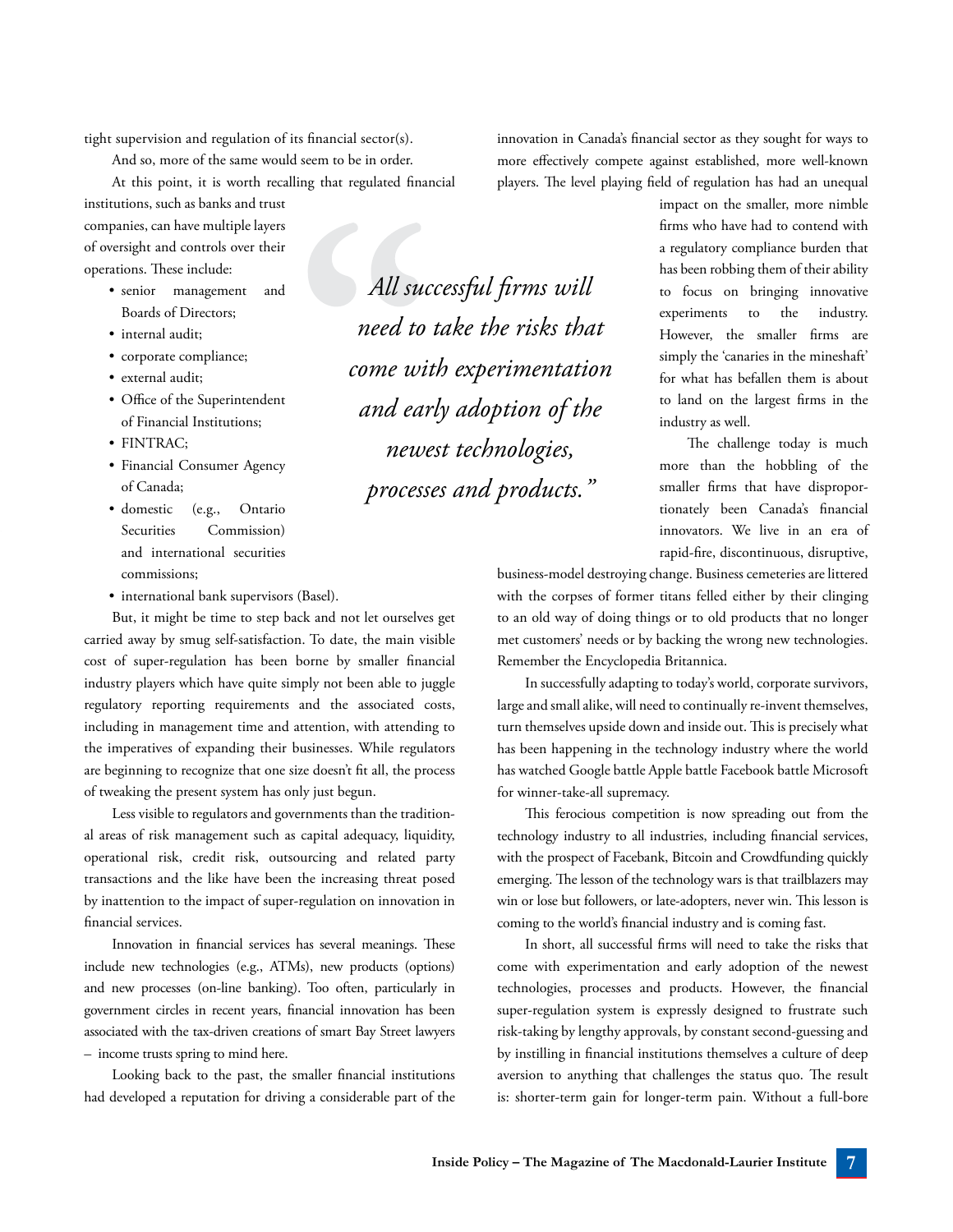tight supervision and regulation of its financial sector(s).

And so, more of the same would seem to be in order.

At this point, it is worth recalling that regulated financial institutions, such as banks and trust companies, can have multiple layers of oversight and controls over their operations. These include:

- senior management and Boards of Directors;
- internal audit;
- corporate compliance;
- external audit;
- Office of the Superintendent of Financial Institutions;
- FINTRAC;
- Financial Consumer Agency of Canada;
- domestic (e.g., Ontario Securities Commission) and international securities commissions;
- international bank supervisors (Basel).

But, it might be time to step back and not let ourselves get carried away by smug self-satisfaction. To date, the main visible cost of super-regulation has been borne by smaller financial industry players which have quite simply not been able to juggle regulatory reporting requirements and the associated costs, including in management time and attention, with attending to the imperatives of expanding their businesses. While regulators are beginning to recognize that one size doesn't fit all, the process of tweaking the present system has only just begun.

Less visible to regulators and governments than the traditional areas of risk management such as capital adequacy, liquidity, operational risk, credit risk, outsourcing and related party transactions and the like have been the increasing threat posed by inattention to the impact of super-regulation on innovation in financial services.

Innovation in financial services has several meanings. These include new technologies (e.g., ATMs), new products (options) and new processes (on-line banking). Too often, particularly in government circles in recent years, financial innovation has been associated with the tax-driven creations of smart Bay Street lawyers – income trusts spring to mind here.

Looking back to the past, the smaller financial institutions had developed a reputation for driving a considerable part of the innovation in Canada's financial sector as they sought for ways to more effectively compete against established, more well-known players. The level playing field of regulation has had an unequal impact on the smaller, more nimble firms who have had to contend with a regulatory compliance burden that has been robbing them of their ability to focus on bringing innovative experiments to the industry. However, the smaller firms are simply the 'canaries in the mineshaft' for what has befallen them is about to land on the largest firms in the industry as well.

> *All successful firms will need to take the risks that come with experimentation and early adoption of the newest technologies, processes and products."*

The challenge today is much more than the hobbling of the smaller firms that have disproportionately been Canada's financial innovators. We live in an era of rapid-fire, discontinuous, disruptive, business-model destroying change. Business cemeteries are littered with the corpses of former titans felled either by their clinging to an old way of doing things or to old products that no longer met customers' needs or by backing the wrong new technologies. Remember the Encyclopedia Britannica.

In successfully adapting to today's world, corporate survivors, large and small alike, will need to continually re-invent themselves, turn themselves upside down and inside out. This is precisely what has been happening in the technology industry where the world has watched Google battle Apple battle Facebook battle Microsoft for winner-take-all supremacy.

This ferocious competition is now spreading out from the technology industry to all industries, including financial services, with the prospect of Facebank, Bitcoin and Crowdfunding quickly emerging. The lesson of the technology wars is that trailblazers may win or lose but followers, or late-adopters, never win. This lesson is coming to the world's financial industry and is coming fast.

In short, all successful firms will need to take the risks that come with experimentation and early adoption of the newest technologies, processes and products. However, the financial super-regulation system is expressly designed to frustrate such risk-taking by lengthy approvals, by constant second-guessing and by instilling in financial institutions themselves a culture of deep aversion to anything that challenges the status quo. The result is: shorter-term gain for longer-term pain. Without a full-bore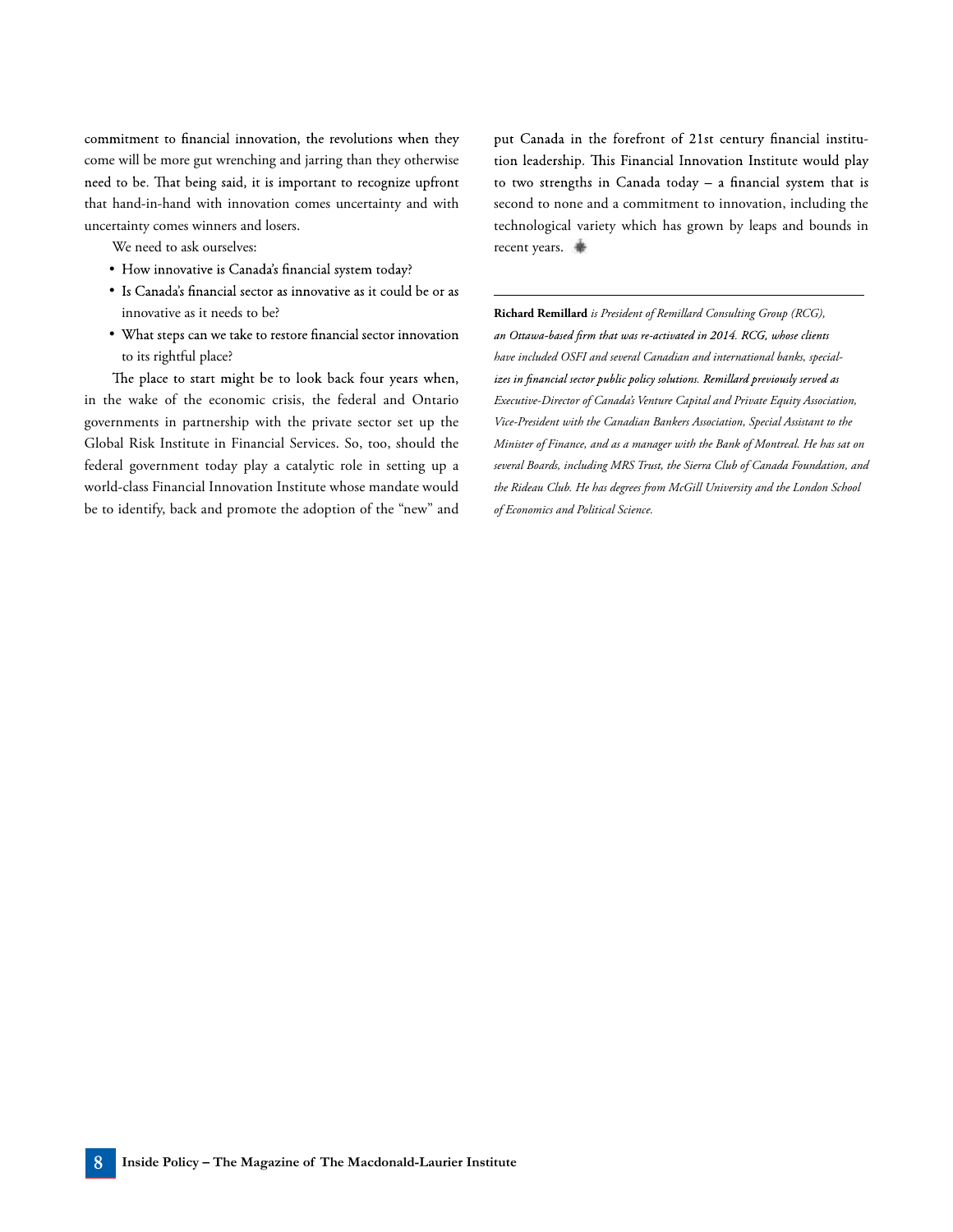commitment to financial innovation, the revolutions when they come will be more gut wrenching and jarring than they otherwise need to be. That being said, it is important to recognize upfront that hand-in-hand with innovation comes uncertainty and with uncertainty comes winners and losers.

We need to ask ourselves:

- How innovative is Canada's financial system today?
- Is Canada's financial sector as innovative as it could be or as innovative as it needs to be?
- What steps can we take to restore financial sector innovation to its rightful place?

The place to start might be to look back four years when, in the wake of the economic crisis, the federal and Ontario governments in partnership with the private sector set up the Global Risk Institute in Financial Services. So, too, should the federal government today play a catalytic role in setting up a world-class Financial Innovation Institute whose mandate would be to identify, back and promote the adoption of the "new" and put Canada in the forefront of 21st century financial institution leadership. This Financial Innovation Institute would play to two strengths in Canada today – a financial system that is second to none and a commitment to innovation, including the technological variety which has grown by leaps and bounds in recent years.

---

**Richard Remillard** *is President of Remillard Consulting Group (RCG), an Ottawa-based firm that was re-activated in 2014. RCG, whose clients have included OSFI and several Canadian and international banks, specializes in financial sector public policy solutions. Remillard previously served as Executive-Director of Canada's Venture Capital and Private Equity Association, Vice-President with the Canadian Bankers Association, Special Assistant to the Minister of Finance, and as a manager with the Bank of Montreal. He has sat on several Boards, including MRS Trust, the Sierra Club of Canada Foundation, and the Rideau Club. He has degrees from McGill University and the London School of Economics and Political Science.*